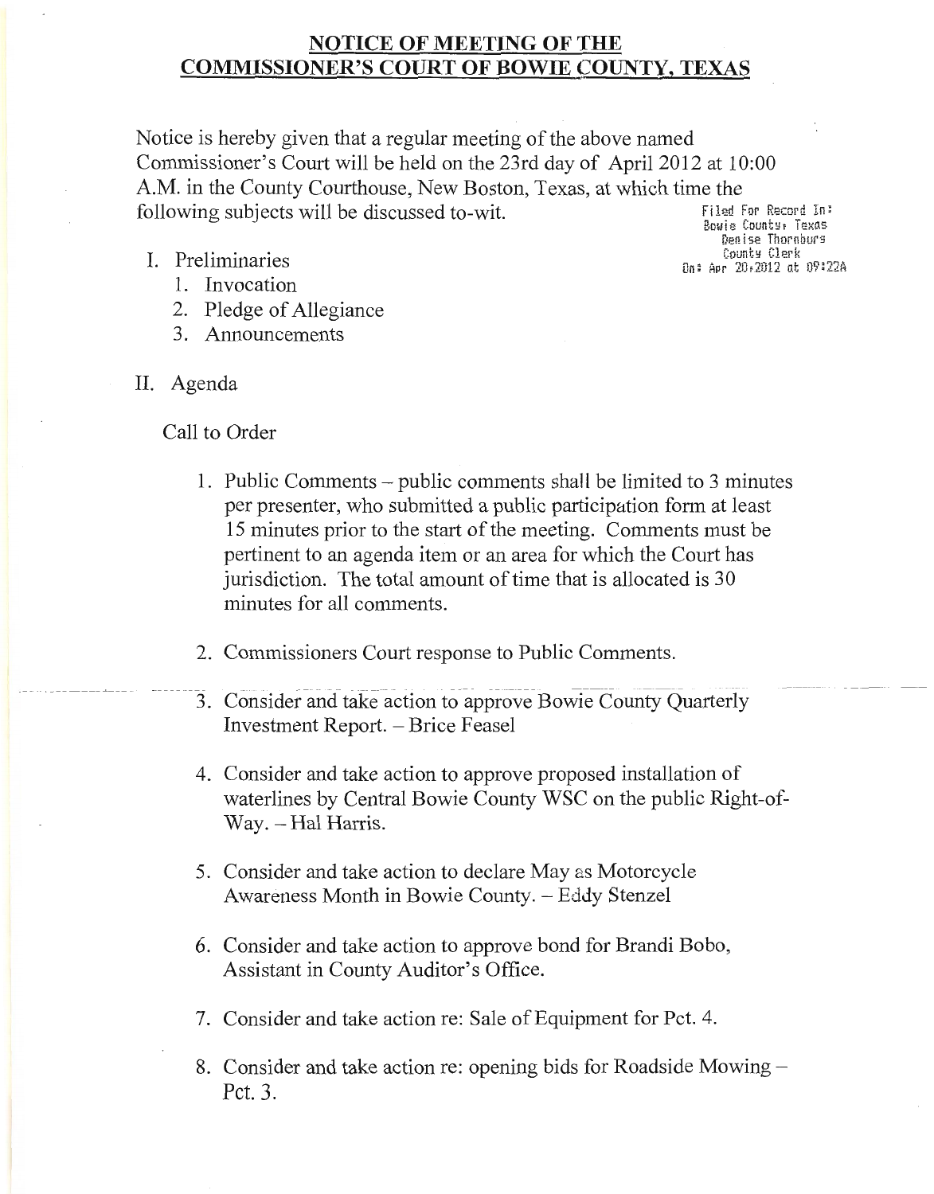## NOTICE OF MEETING OF THE COMMISSIONER'S COURT OF BOWIE COUNTY, TEXAS

Notice is hereby given that a regular meeting of the above named Commissioner's Court will be held on the 23rd day of April 2012 at 10:00 A.M. in the County Courthouse, New Boston, Texas, at which time the following subjects will be discussed to-wit.

Filed For Record In:
Bowie County, Texas
Denise Thornburg
County Clerk
On: Apr 20,2012 at 09:22A

I. Preliminaries
   1. Invocation
   2. Pledge of Allegiance
   3. Announcements

II. Agenda

Call to Order

1. Public Comments – public comments shall be limited to 3 minutes per presenter, who submitted a public participation form at least 15 minutes prior to the start of the meeting. Comments must be pertinent to an agenda item or an area for which the Court has jurisdiction. The total amount of time that is allocated is 30 minutes for all comments.

2. Commissioners Court response to Public Comments.

3. Consider and take action to approve Bowie County Quarterly Investment Report. – Brice Feasel

4. Consider and take action to approve proposed installation of waterlines by Central Bowie County WSC on the public Right-of-Way. – Hal Harris.

5. Consider and take action to declare May as Motorcycle Awareness Month in Bowie County. – Eddy Stenzel

6. Consider and take action to approve bond for Brandi Bobo, Assistant in County Auditor's Office.

7. Consider and take action re: Sale of Equipment for Pct. 4.

8. Consider and take action re: opening bids for Roadside Mowing – Pct. 3.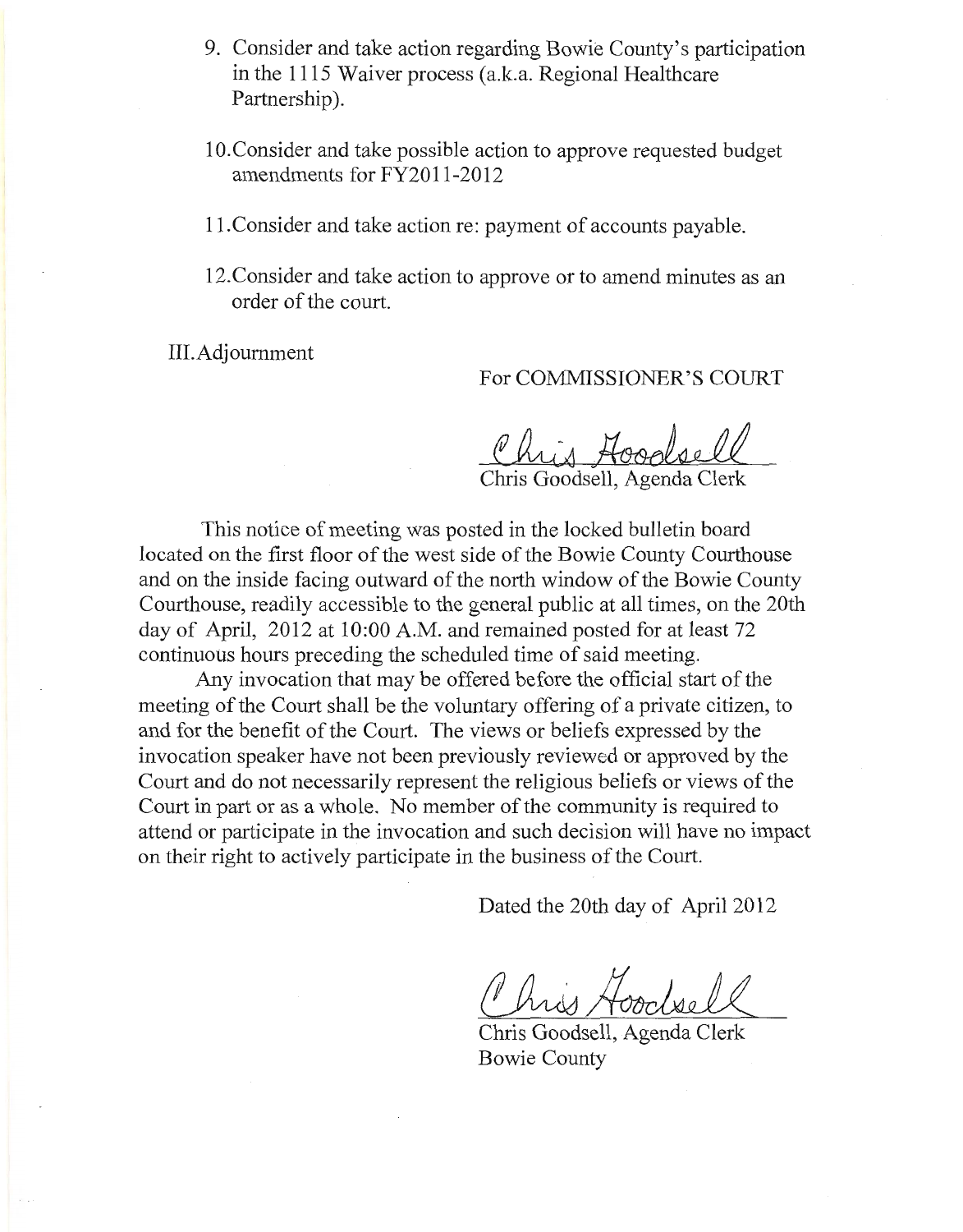9. Consider and take action regarding Bowie County's participation in the 1115 Waiver process (a.k.a. Regional Healthcare Partnership).

10. Consider and take possible action to approve requested budget amendments for FY2011-2012

11. Consider and take action re: payment of accounts payable.

12. Consider and take action to approve or to amend minutes as an order of the court.

III. Adjournment

For COMMISSIONER'S COURT

Chris Goodsell

Chris Goodsell, Agenda Clerk

This notice of meeting was posted in the locked bulletin board located on the first floor of the west side of the Bowie County Courthouse and on the inside facing outward of the north window of the Bowie County Courthouse, readily accessible to the general public at all times, on the 20th day of April, 2012 at 10:00 A.M. and remained posted for at least 72 continuous hours preceding the scheduled time of said meeting.

Any invocation that may be offered before the official start of the meeting of the Court shall be the voluntary offering of a private citizen, to and for the benefit of the Court. The views or beliefs expressed by the invocation speaker have not been previously reviewed or approved by the Court and do not necessarily represent the religious beliefs or views of the Court in part or as a whole. No member of the community is required to attend or participate in the invocation and such decision will have no impact on their right to actively participate in the business of the Court.

Dated the 20th day of April 2012

Chris Goodsell

Chris Goodsell, Agenda Clerk
Bowie County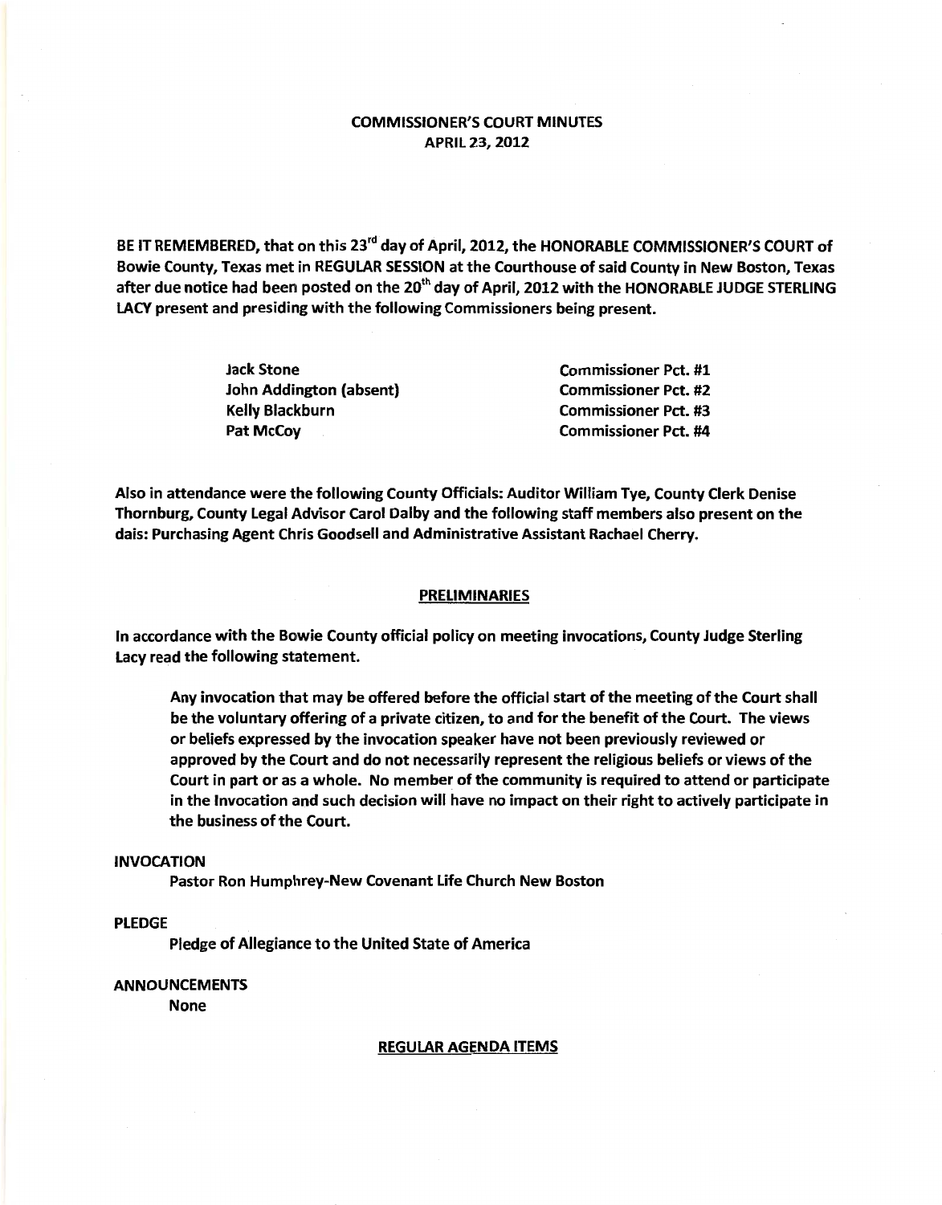# COMMISSIONER'S COURT MINUTES
## APRIL 23, 2012

**BE IT REMEMBERED, that on this 23rd day of April, 2012, the HONORABLE COMMISSIONER'S COURT of Bowie County, Texas met in REGULAR SESSION at the Courthouse of said County in New Boston, Texas after due notice had been posted on the 20th day of April, 2012 with the HONORABLE JUDGE STERLING LACY present and presiding with the following Commissioners being present.**

| | |
|---|---|
| Jack Stone | Commissioner Pct. #1 |
| John Addington (absent) | Commissioner Pct. #2 |
| Kelly Blackburn | Commissioner Pct. #3 |
| Pat McCoy | Commissioner Pct. #4 |

Also in attendance were the following County Officials: Auditor William Tye, County Clerk Denise Thornburg, County Legal Advisor Carol Dalby and the following staff members also present on the dais: Purchasing Agent Chris Goodsell and Administrative Assistant Rachael Cherry.

## PRELIMINARIES

In accordance with the Bowie County official policy on meeting invocations, County Judge Sterling Lacy read the following statement.

> Any invocation that may be offered before the official start of the meeting of the Court shall be the voluntary offering of a private citizen, to and for the benefit of the Court. The views or beliefs expressed by the invocation speaker have not been previously reviewed or approved by the Court and do not necessarily represent the religious beliefs or views of the Court in part or as a whole. No member of the community is required to attend or participate in the Invocation and such decision will have no impact on their right to actively participate in the business of the Court.

**INVOCATION**

Pastor Ron Humphrey-New Covenant Life Church New Boston

**PLEDGE**

Pledge of Allegiance to the United State of America

**ANNOUNCEMENTS**

None

## REGULAR AGENDA ITEMS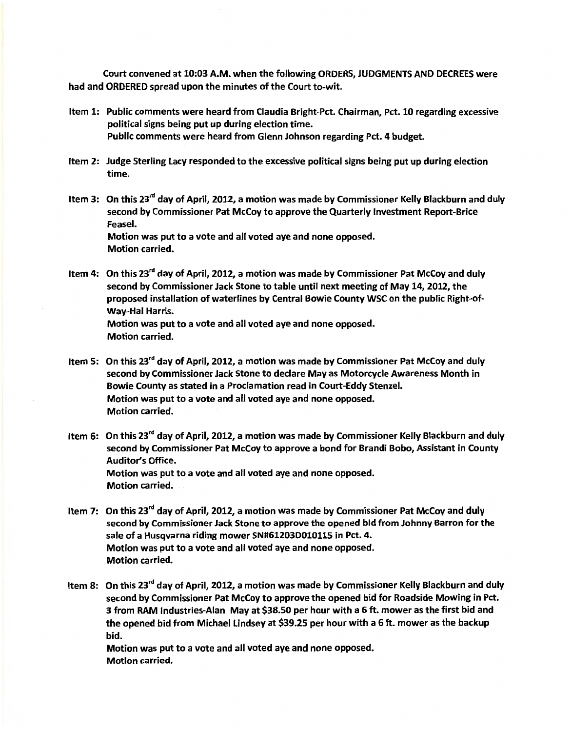Court convened at 10:03 A.M. when the following ORDERS, JUDGMENTS AND DECREES were had and ORDERED spread upon the minutes of the Court to-wit.

Item 1: Public comments were heard from Claudia Bright-Pct. Chairman, Pct. 10 regarding excessive political signs being put up during election time.
Public comments were heard from Glenn Johnson regarding Pct. 4 budget.

Item 2: Judge Sterling Lacy responded to the excessive political signs being put up during election time.

Item 3: On this 23rd day of April, 2012, a motion was made by Commissioner Kelly Blackburn and duly second by Commissioner Pat McCoy to approve the Quarterly Investment Report-Brice Feasel.
Motion was put to a vote and all voted aye and none opposed.
Motion carried.

Item 4: On this 23rd day of April, 2012, a motion was made by Commissioner Pat McCoy and duly second by Commissioner Jack Stone to table until next meeting of May 14, 2012, the proposed installation of waterlines by Central Bowie County WSC on the public Right-of-Way-Hal Harris.
Motion was put to a vote and all voted aye and none opposed.
Motion carried.

Item 5: On this 23rd day of April, 2012, a motion was made by Commissioner Pat McCoy and duly second by Commissioner Jack Stone to declare May as Motorcycle Awareness Month in Bowie County as stated in a Proclamation read in Court-Eddy Stenzel.
Motion was put to a vote and all voted aye and none opposed.
Motion carried.

Item 6: On this 23rd day of April, 2012, a motion was made by Commissioner Kelly Blackburn and duly second by Commissioner Pat McCoy to approve a bond for Brandi Bobo, Assistant in County Auditor's Office.
Motion was put to a vote and all voted aye and none opposed.
Motion carried.

Item 7: On this 23rd day of April, 2012, a motion was made by Commissioner Pat McCoy and duly second by Commissioner Jack Stone to approve the opened bid from Johnny Barron for the sale of a Husqvarna riding mower SN#61203D010115 in Pct. 4.
Motion was put to a vote and all voted aye and none opposed.
Motion carried.

Item 8: On this 23rd day of April, 2012, a motion was made by Commissioner Kelly Blackburn and duly second by Commissioner Pat McCoy to approve the opened bid for Roadside Mowing in Pct. 3 from RAM Industries-Alan May at $38.50 per hour with a 6 ft. mower as the first bid and the opened bid from Michael Lindsey at $39.25 per hour with a 6 ft. mower as the backup bid.
Motion was put to a vote and all voted aye and none opposed.
Motion carried.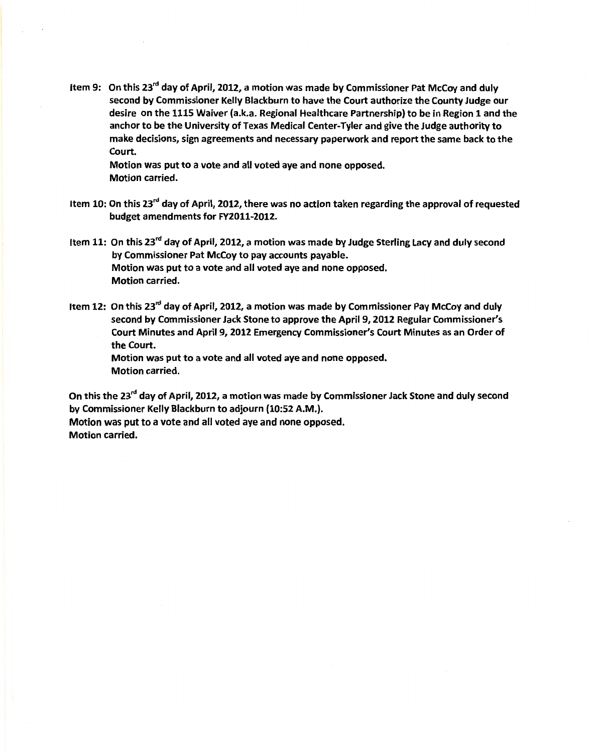**Item 9:** On this 23[rd] day of April, 2012, a motion was made by Commissioner Pat McCoy and duly second by Commissioner Kelly Blackburn to have the Court authorize the County Judge our desire on the 1115 Waiver (a.k.a. Regional Healthcare Partnership) to be in Region 1 and the anchor to be the University of Texas Medical Center-Tyler and give the Judge authority to make decisions, sign agreements and necessary paperwork and report the same back to the Court.
Motion was put to a vote and all voted aye and none opposed.
Motion carried.

**Item 10:** On this 23[rd] day of April, 2012, there was no action taken regarding the approval of requested budget amendments for FY2011-2012.

**Item 11:** On this 23[rd] day of April, 2012, a motion was made by Judge Sterling Lacy and duly second by Commissioner Pat McCoy to pay accounts payable.
Motion was put to a vote and all voted aye and none opposed.
Motion carried.

**Item 12:** On this 23[rd] day of April, 2012, a motion was made by Commissioner Pay McCoy and duly second by Commissioner Jack Stone to approve the April 9, 2012 Regular Commissioner's Court Minutes and April 9, 2012 Emergency Commissioner's Court Minutes as an Order of the Court.
Motion was put to a vote and all voted aye and none opposed.
Motion carried.

On this the 23[rd] day of April, 2012, a motion was made by Commissioner Jack Stone and duly second by Commissioner Kelly Blackburn to adjourn (10:52 A.M.).
Motion was put to a vote and all voted aye and none opposed.
Motion carried.